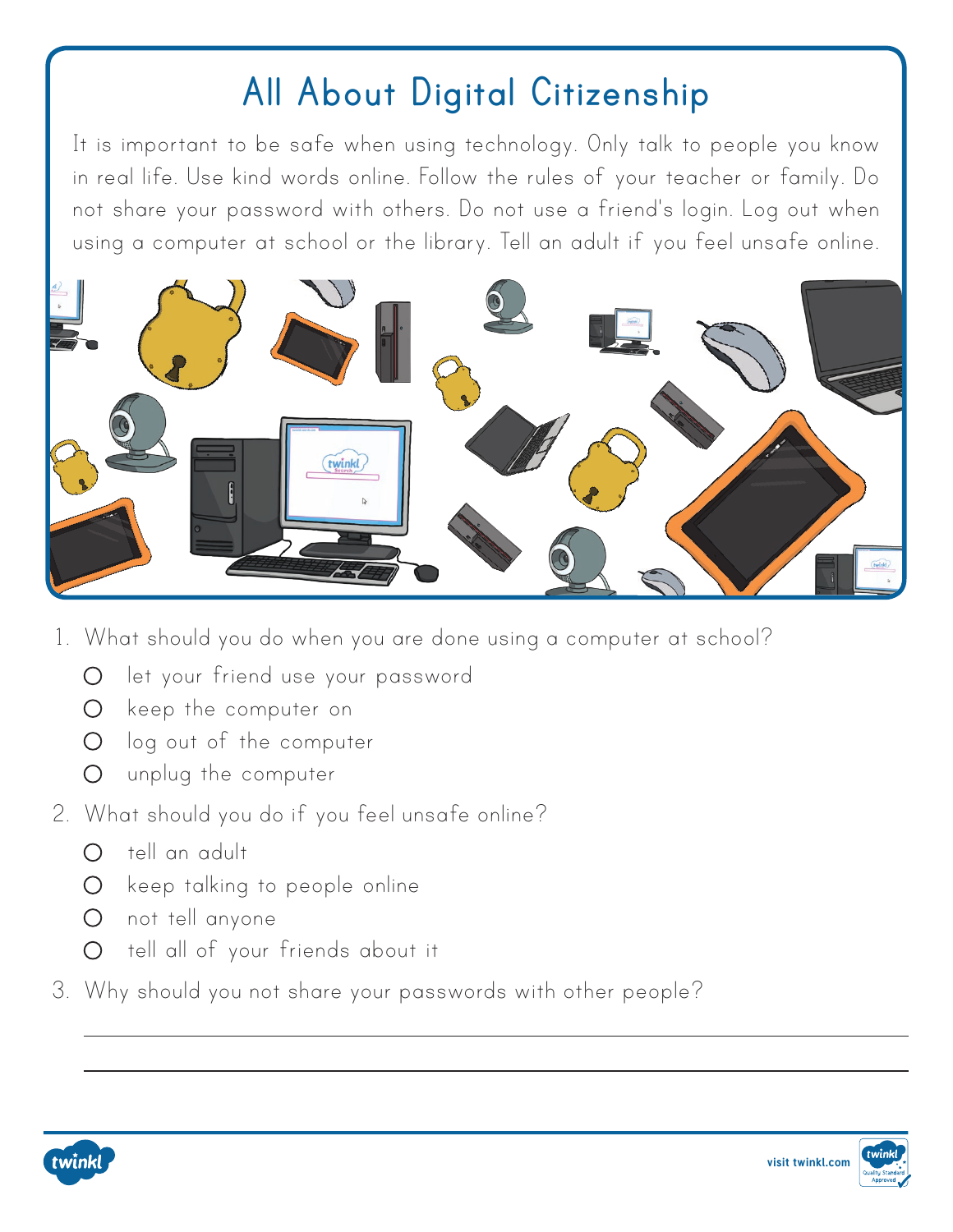# All About Digital Citizenship

It is important to be safe when using technology. Only talk to people you know in real life. Use kind words online. Follow the rules of your teacher or family. Do not share your password with others. Do not use a friend's login. Log out when using a computer at school or the library. Tell an adult if you feel unsafe online.

1. What should you do when you are done using a computer at school?
   - ○ let your friend use your password
   - ○ keep the computer on
   - ○ log out of the computer
   - ○ unplug the computer
2. What should you do if you feel unsafe online?
   - ○ tell an adult
   - ○ keep talking to people online
   - ○ not tell anyone
   - ○ tell all of your friends about it
3. Why should you not share your passwords with other people?

_______________________________________________

_______________________________________________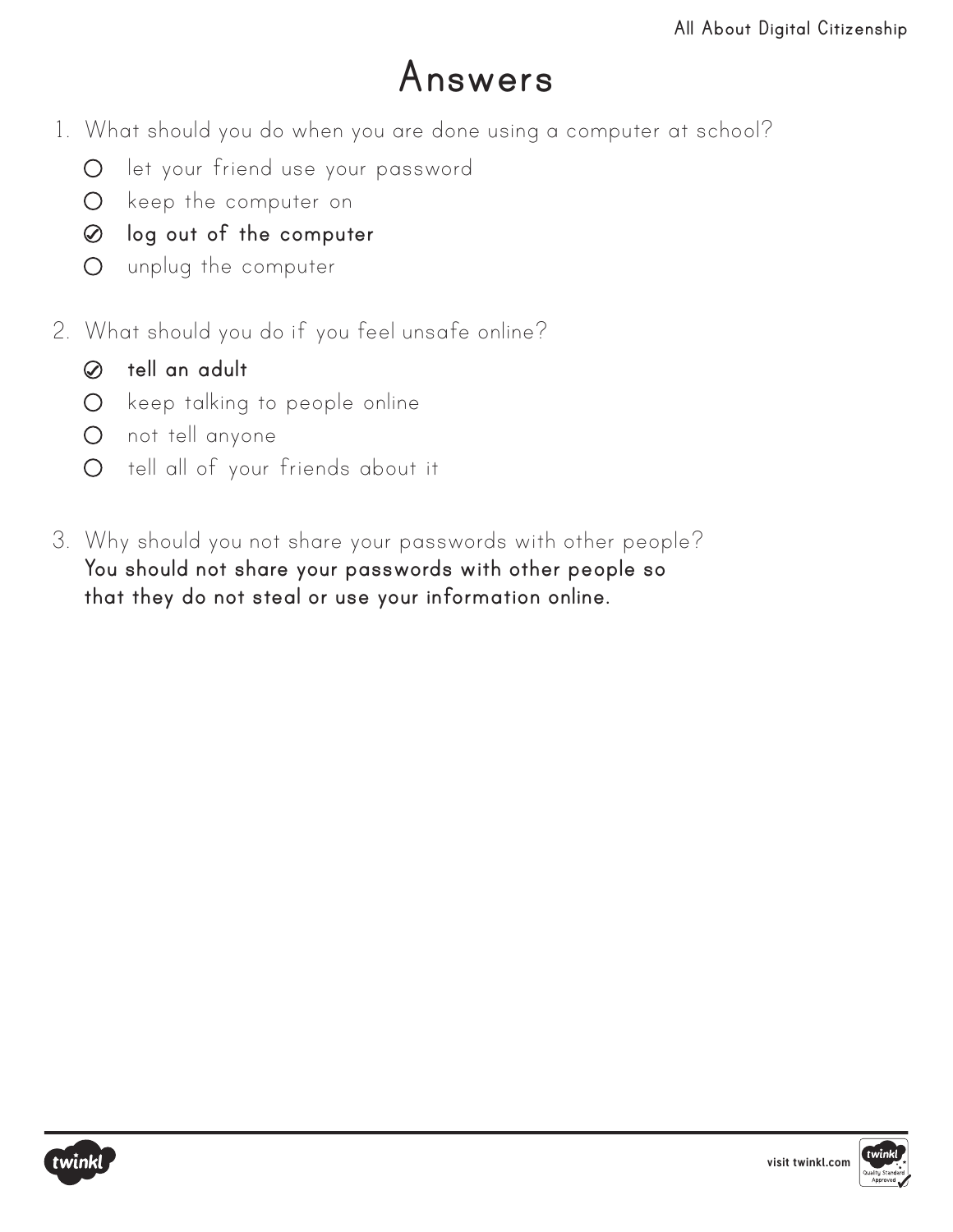# Answers

1. What should you do when you are done using a computer at school?
   - ○ let your friend use your password
   - ○ keep the computer on
   - ✓ **log out of the computer**
   - ○ unplug the computer

2. What should you do if you feel unsafe online?
   - ✓ **tell an adult**
   - ○ keep talking to people online
   - ○ not tell anyone
   - ○ tell all of your friends about it

3. Why should you not share your passwords with other people?
   **You should not share your passwords with other people so that they do not steal or use your information online.**